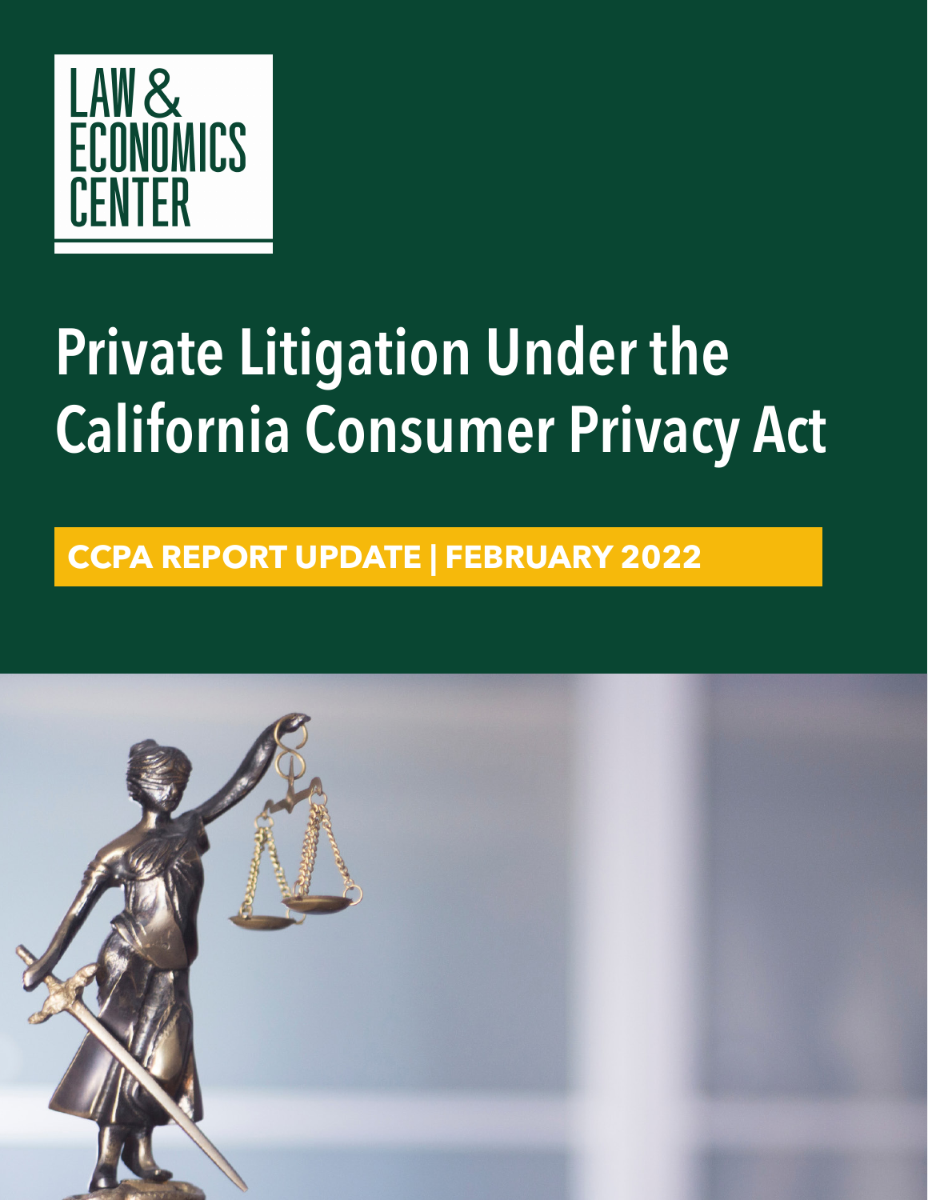LAW & ECONOMICS CENTER

# Private Litigation Under the California Consumer Privacy Act

**CCPA REPORT UPDATE | FEBRUARY 2022**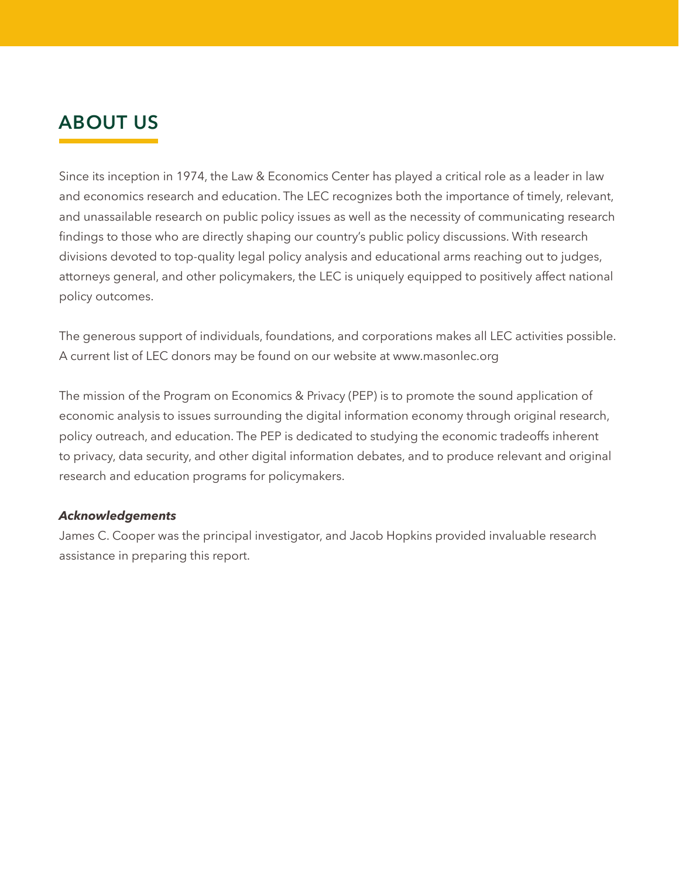## ABOUT US

Since its inception in 1974, the Law & Economics Center has played a critical role as a leader in law and economics research and education. The LEC recognizes both the importance of timely, relevant, and unassailable research on public policy issues as well as the necessity of communicating research findings to those who are directly shaping our country's public policy discussions. With research divisions devoted to top-quality legal policy analysis and educational arms reaching out to judges, attorneys general, and other policymakers, the LEC is uniquely equipped to positively affect national policy outcomes.

The generous support of individuals, foundations, and corporations makes all LEC activities possible. A current list of LEC donors may be found on our website at www.masonlec.org

The mission of the Program on Economics & Privacy (PEP) is to promote the sound application of economic analysis to issues surrounding the digital information economy through original research, policy outreach, and education. The PEP is dedicated to studying the economic tradeoffs inherent to privacy, data security, and other digital information debates, and to produce relevant and original research and education programs for policymakers.

***Acknowledgements***

James C. Cooper was the principal investigator, and Jacob Hopkins provided invaluable research assistance in preparing this report.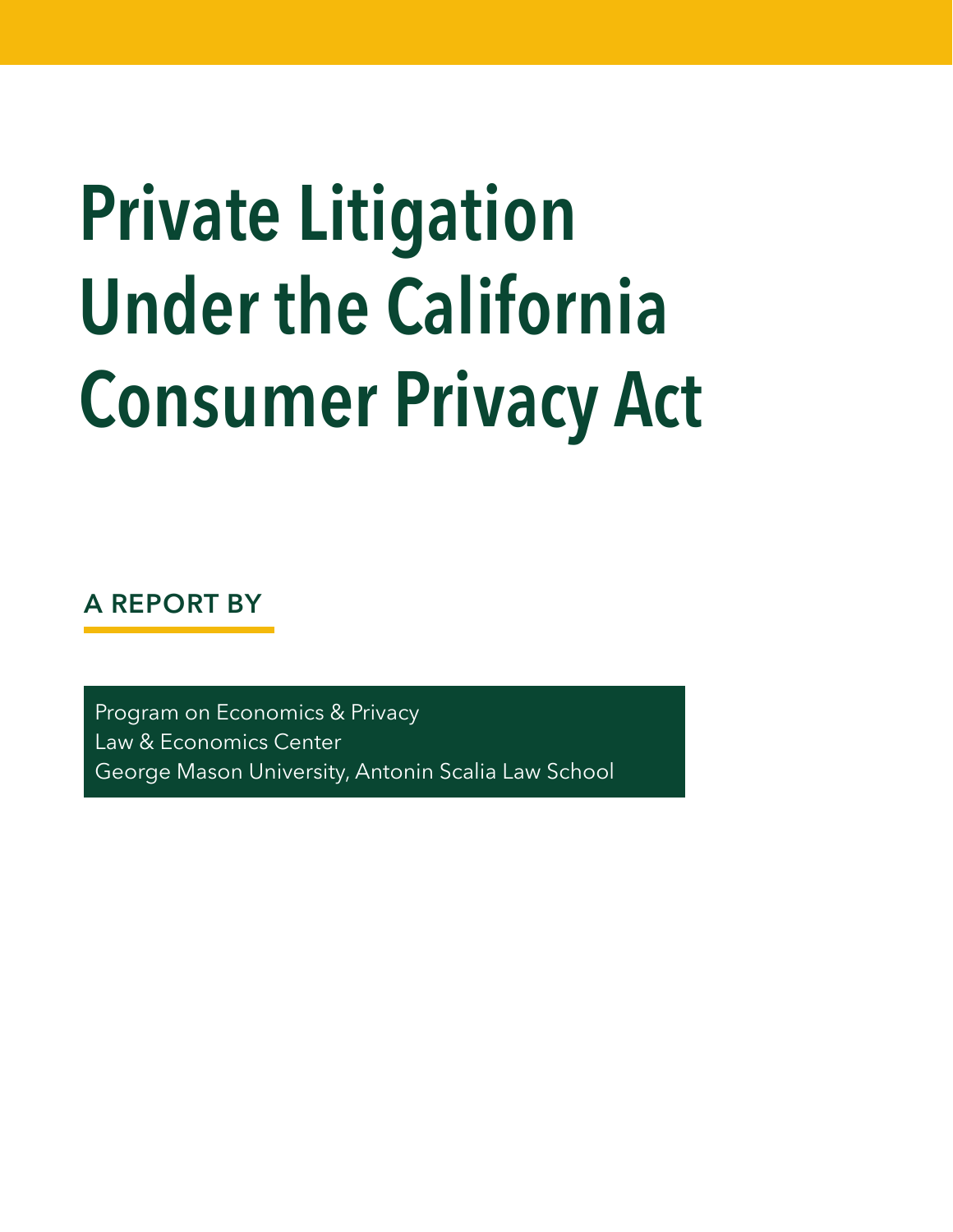# Private Litigation Under the California Consumer Privacy Act

**A REPORT BY**

Program on Economics & Privacy
Law & Economics Center
George Mason University, Antonin Scalia Law School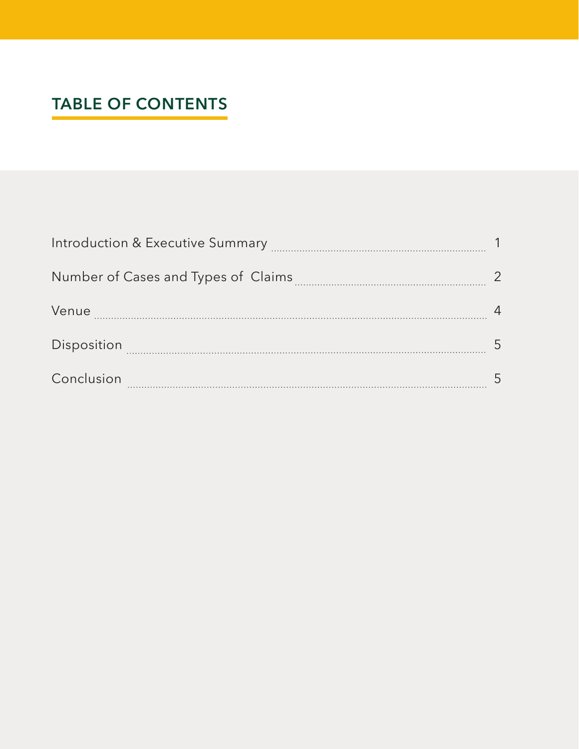## TABLE OF CONTENTS

| | |
|---|---|
| Introduction & Executive Summary | 1 |
| Number of Cases and Types of Claims | 2 |
| Venue | 4 |
| Disposition | 5 |
| Conclusion | 5 |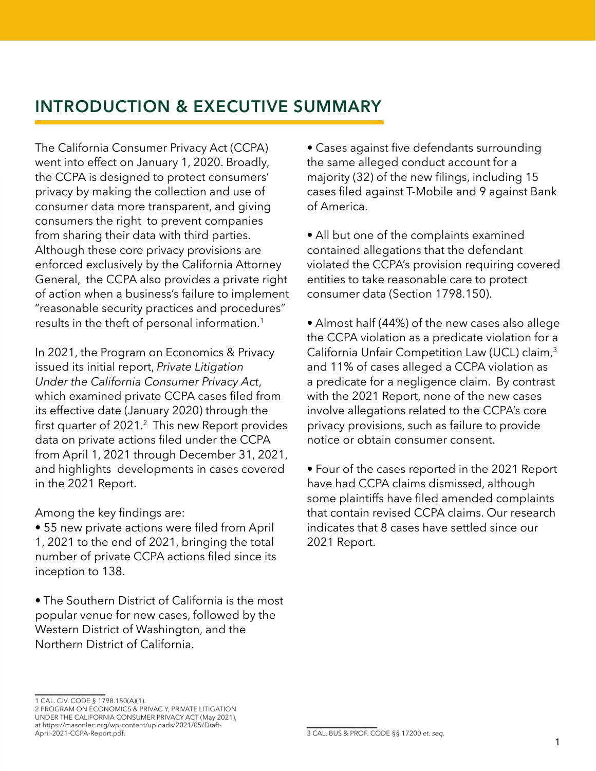## INTRODUCTION & EXECUTIVE SUMMARY

The California Consumer Privacy Act (CCPA) went into effect on January 1, 2020. Broadly, the CCPA is designed to protect consumers' privacy by making the collection and use of consumer data more transparent, and giving consumers the right to prevent companies from sharing their data with third parties. Although these core privacy provisions are enforced exclusively by the California Attorney General, the CCPA also provides a private right of action when a business's failure to implement "reasonable security practices and procedures" results in the theft of personal information.[1]

In 2021, the Program on Economics & Privacy issued its initial report, *Private Litigation Under the California Consumer Privacy Act*, which examined private CCPA cases filed from its effective date (January 2020) through the first quarter of 2021.[2] This new Report provides data on private actions filed under the CCPA from April 1, 2021 through December 31, 2021, and highlights developments in cases covered in the 2021 Report.

Among the key findings are:

- 55 new private actions were filed from April 1, 2021 to the end of 2021, bringing the total number of private CCPA actions filed since its inception to 138.
- The Southern District of California is the most popular venue for new cases, followed by the Western District of Washington, and the Northern District of California.
- Cases against five defendants surrounding the same alleged conduct account for a majority (32) of the new filings, including 15 cases filed against T-Mobile and 9 against Bank of America.
- All but one of the complaints examined contained allegations that the defendant violated the CCPA's provision requiring covered entities to take reasonable care to protect consumer data (Section 1798.150).
- Almost half (44%) of the new cases also allege the CCPA violation as a predicate violation for a California Unfair Competition Law (UCL) claim,[3] and 11% of cases alleged a CCPA violation as a predicate for a negligence claim. By contrast with the 2021 Report, none of the new cases involve allegations related to the CCPA's core privacy provisions, such as failure to provide notice or obtain consumer consent.
- Four of the cases reported in the 2021 Report have had CCPA claims dismissed, although some plaintiffs have filed amended complaints that contain revised CCPA claims. Our research indicates that 8 cases have settled since our 2021 Report.

---

1 CAL. CIV. CODE § 1798.150(A)(1).

2 PROGRAM ON ECONOMICS & PRIVACY, PRIVATE LITIGATION UNDER THE CALIFORNIA CONSUMER PRIVACY ACT (May 2021), at https://masonlec.org/wp-content/uploads/2021/05/Draft-April-2021-CCPA-Report.pdf.

3 CAL. BUS & PROF. CODE §§ 17200 *et. seq.*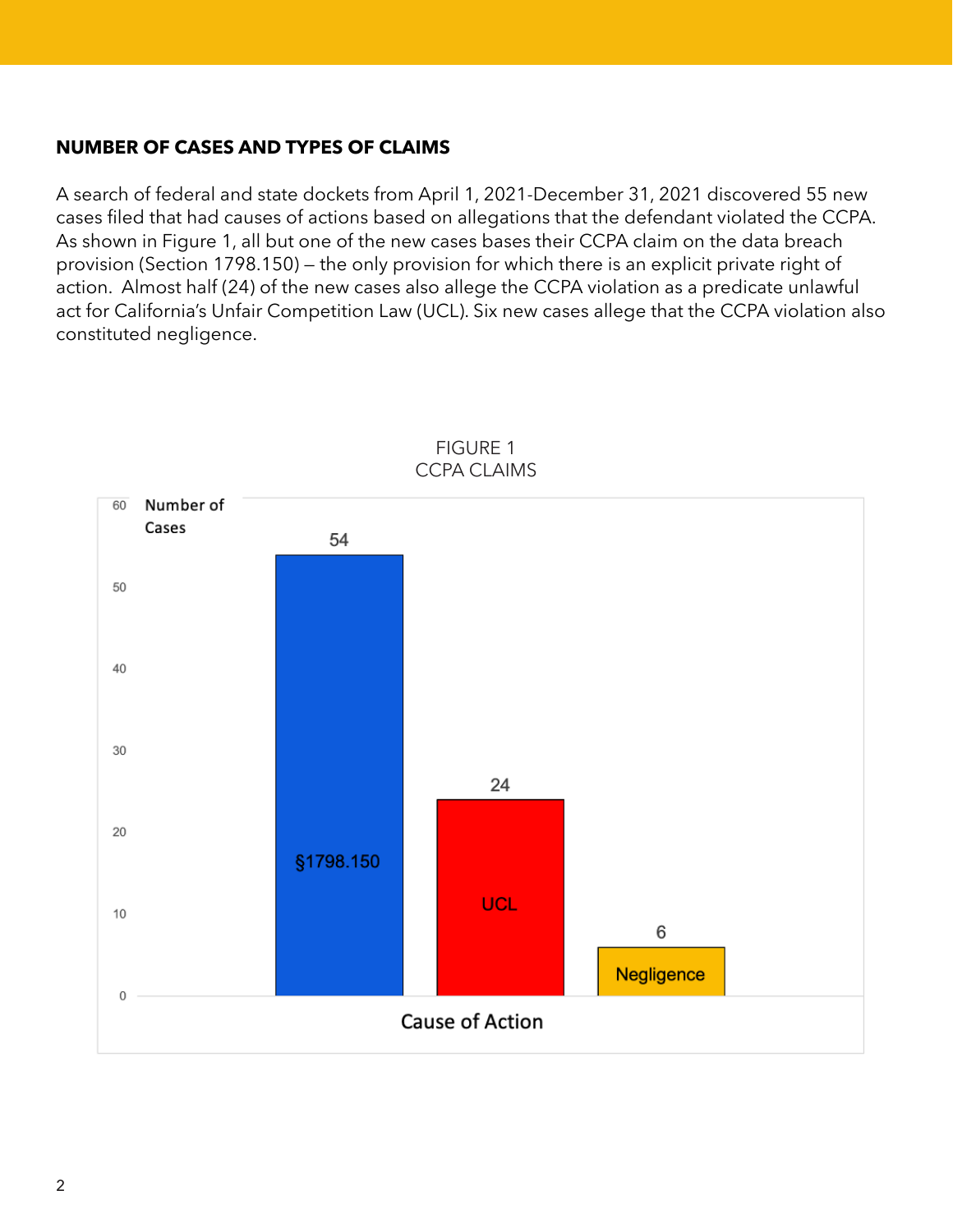## NUMBER OF CASES AND TYPES OF CLAIMS

A search of federal and state dockets from April 1, 2021-December 31, 2021 discovered 55 new cases filed that had causes of actions based on allegations that the defendant violated the CCPA. As shown in Figure 1, all but one of the new cases bases their CCPA claim on the data breach provision (Section 1798.150) — the only provision for which there is an explicit private right of action. Almost half (24) of the new cases also allege the CCPA violation as a predicate unlawful act for California's Unfair Competition Law (UCL). Six new cases allege that the CCPA violation also constituted negligence.

FIGURE 1
CCPA CLAIMS

| Cause of Action | Number of Cases |
|---|---|
| §1798.150 | 54 |
| UCL | 24 |
| Negligence | 6 |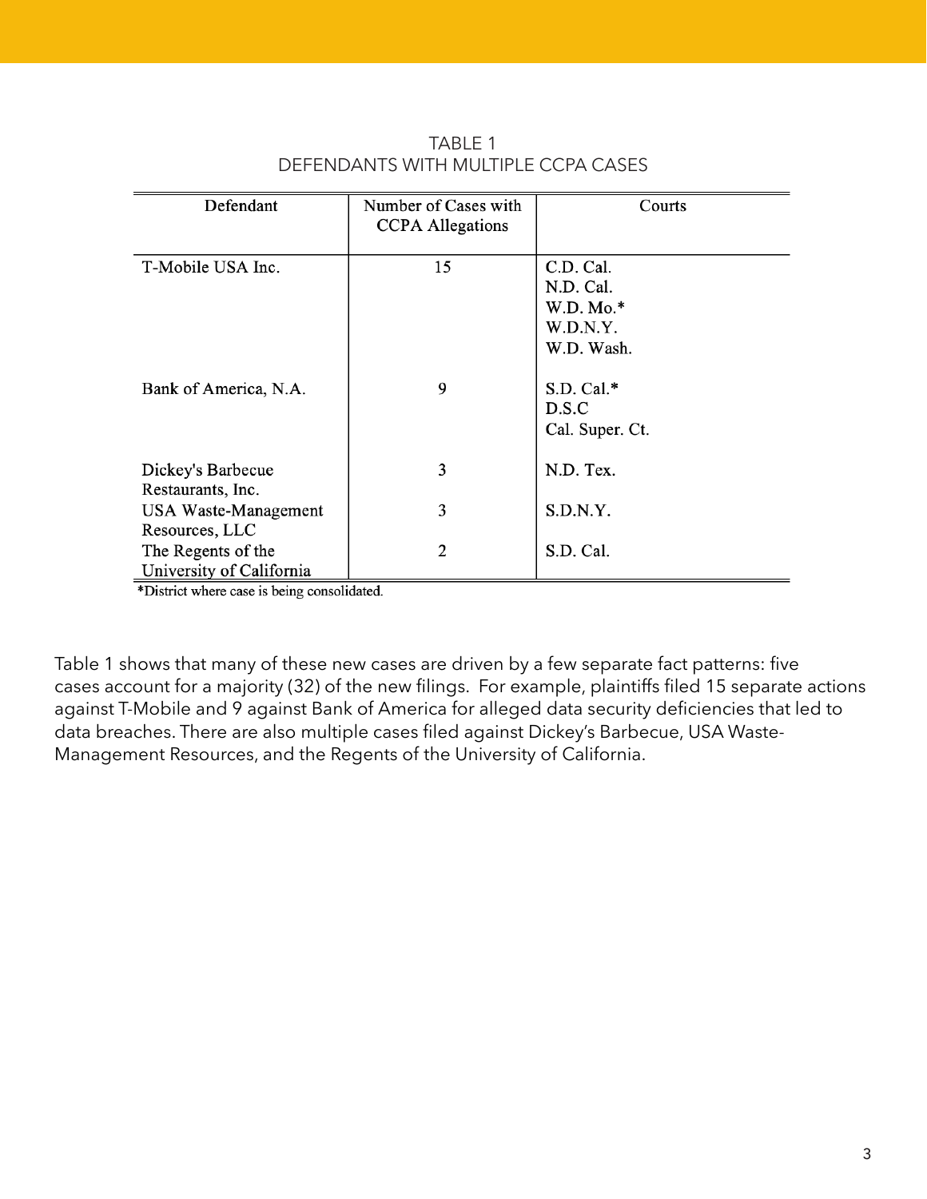TABLE 1
DEFENDANTS WITH MULTIPLE CCPA CASES

| Defendant | Number of Cases with CCPA Allegations | Courts |
|---|---|---|
| T-Mobile USA Inc. | 15 | C.D. Cal.<br>N.D. Cal.<br>W.D. Mo.*<br>W.D.N.Y.<br>W.D. Wash. |
| Bank of America, N.A. | 9 | S.D. Cal.*<br>D.S.C<br>Cal. Super. Ct. |
| Dickey's Barbecue Restaurants, Inc. | 3 | N.D. Tex. |
| USA Waste-Management Resources, LLC | 3 | S.D.N.Y. |
| The Regents of the University of California | 2 | S.D. Cal. |

*District where case is being consolidated.

Table 1 shows that many of these new cases are driven by a few separate fact patterns: five cases account for a majority (32) of the new filings. For example, plaintiffs filed 15 separate actions against T-Mobile and 9 against Bank of America for alleged data security deficiencies that led to data breaches. There are also multiple cases filed against Dickey's Barbecue, USA Waste-Management Resources, and the Regents of the University of California.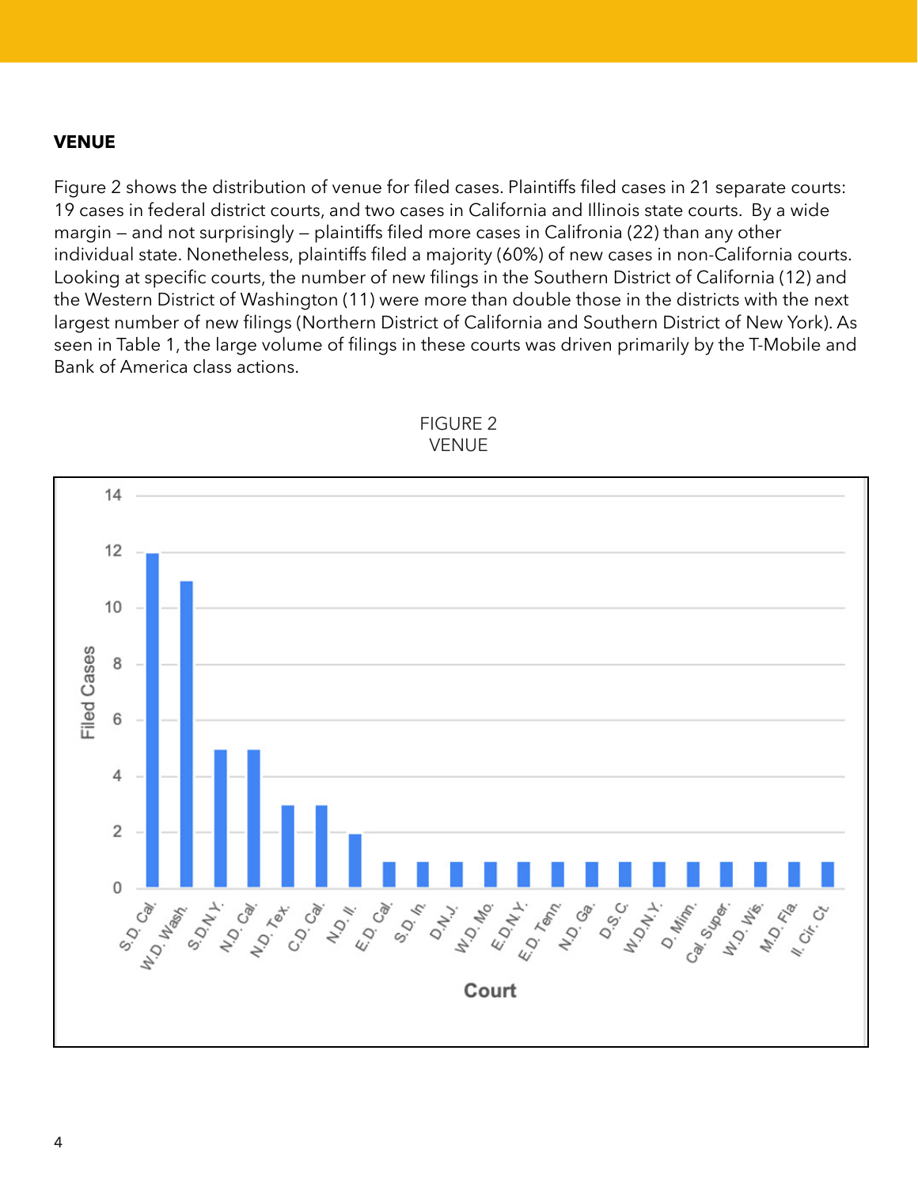### VENUE

Figure 2 shows the distribution of venue for filed cases. Plaintiffs filed cases in 21 separate courts: 19 cases in federal district courts, and two cases in California and Illinois state courts. By a wide margin — and not surprisingly — plaintiffs filed more cases in Califronia (22) than any other individual state. Nonetheless, plaintiffs filed a majority (60%) of new cases in non-California courts. Looking at specific courts, the number of new filings in the Southern District of California (12) and the Western District of Washington (11) were more than double those in the districts with the next largest number of new filings (Northern District of California and Southern District of New York). As seen in Table 1, the large volume of filings in these courts was driven primarily by the T-Mobile and Bank of America class actions.

FIGURE 2
VENUE

| Court | Filed Cases |
|---|---|
| S.D. Cal. | 12 |
| W.D. Wash. | 11 |
| S.D.N.Y. | 5 |
| N.D. Cal. | 5 |
| N.D. Tex. | 3 |
| C.D. Cal. | 3 |
| N.D. Il. | 2 |
| E.D. Cal. | 1 |
| S.D. In. | 1 |
| D.N.J. | 1 |
| W.D. Mo. | 1 |
| E.D.N.Y. | 1 |
| E.D. Tenn. | 1 |
| N.D. Ga. | 1 |
| D.S.C. | 1 |
| W.D.N.Y. | 1 |
| D. Minn. | 1 |
| Cal. Super. | 1 |
| W.D. Wis. | 1 |
| M.D. Fla. | 1 |
| Il. Cir. Ct. | 1 |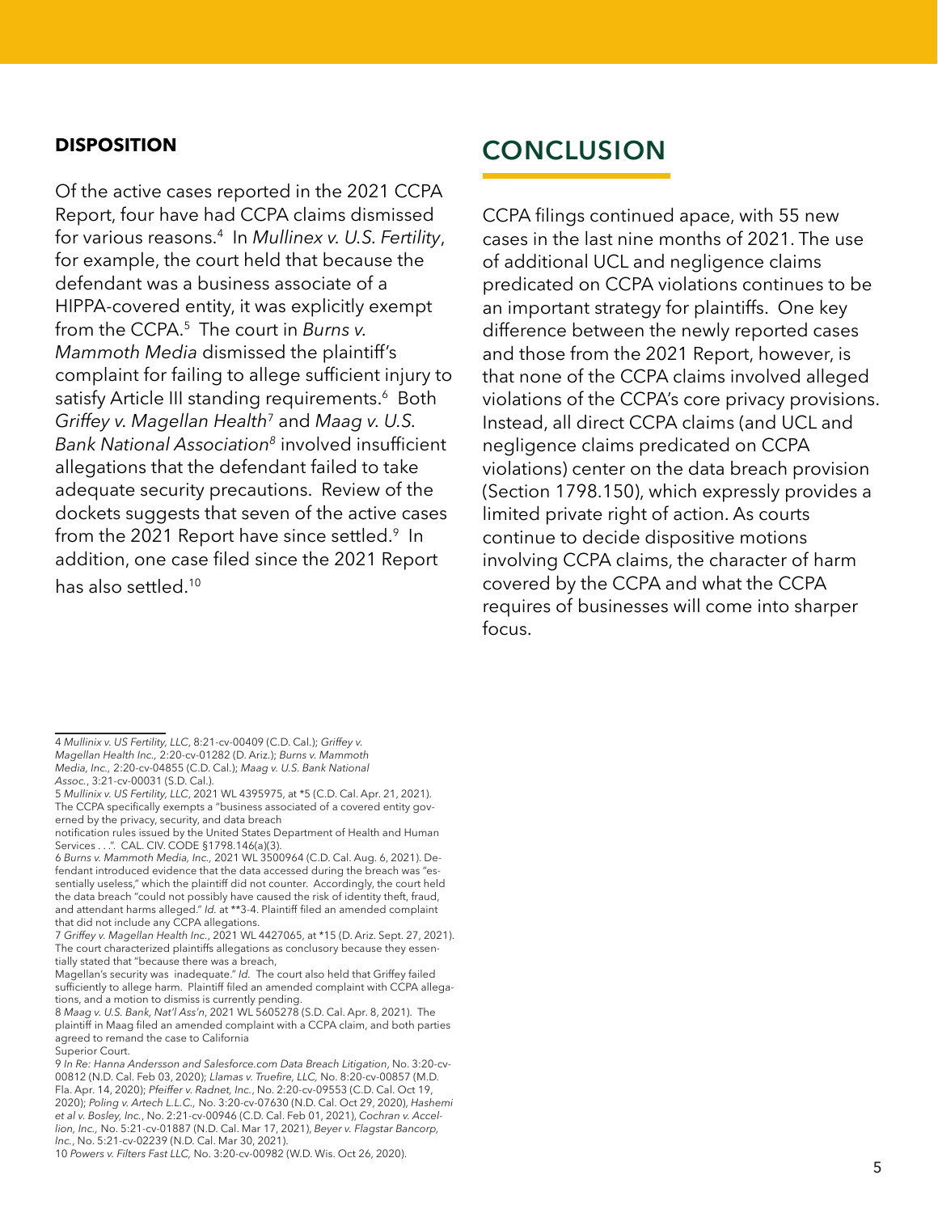## DISPOSITION

Of the active cases reported in the 2021 CCPA Report, four have had CCPA claims dismissed for various reasons.[4] In *Mullinex v. U.S. Fertility*, for example, the court held that because the defendant was a business associate of a HIPPA-covered entity, it was explicitly exempt from the CCPA.[5] The court in *Burns v. Mammoth Media* dismissed the plaintiff's complaint for failing to allege sufficient injury to satisfy Article III standing requirements.[6] Both *Griffey v. Magellan Health*[7] and *Maag v. U.S. Bank National Association*[8] involved insufficient allegations that the defendant failed to take adequate security precautions. Review of the dockets suggests that seven of the active cases from the 2021 Report have since settled.[9] In addition, one case filed since the 2021 Report has also settled.[10]

## CONCLUSION

CCPA filings continued apace, with 55 new cases in the last nine months of 2021. The use of additional UCL and negligence claims predicated on CCPA violations continues to be an important strategy for plaintiffs. One key difference between the newly reported cases and those from the 2021 Report, however, is that none of the CCPA claims involved alleged violations of the CCPA's core privacy provisions. Instead, all direct CCPA claims (and UCL and negligence claims predicated on CCPA violations) center on the data breach provision (Section 1798.150), which expressly provides a limited private right of action. As courts continue to decide dispositive motions involving CCPA claims, the character of harm covered by the CCPA and what the CCPA requires of businesses will come into sharper focus.

---

4 *Mullinix v. US Fertility, LLC*, 8:21-cv-00409 (C.D. Cal.); *Griffey v. Magellan Health Inc.,* 2:20-cv-01282 (D. Ariz.); *Burns v. Mammoth Media, Inc.,* 2:20-cv-04855 (C.D. Cal.); *Maag v. U.S. Bank National Assoc.*, 3:21-cv-00031 (S.D. Cal.).

5 *Mullinix v. US Fertility, LLC*, 2021 WL 4395975, at *5 (C.D. Cal. Apr. 21, 2021). The CCPA specifically exempts a "business associated of a covered entity governed by the privacy, security, and data breach notification rules issued by the United States Department of Health and Human Services . . .". CAL. CIV. CODE §1798.146(a)(3).

6 *Burns v. Mammoth Media, Inc.,* 2021 WL 3500964 (C.D. Cal. Aug. 6, 2021). Defendant introduced evidence that the data accessed during the breach was "essentially useless," which the plaintiff did not counter. Accordingly, the court held the data breach "could not possibly have caused the risk of identity theft, fraud, and attendant harms alleged." *Id.* at **3-4. Plaintiff filed an amended complaint that did not include any CCPA allegations.

7 *Griffey v. Magellan Health Inc.*, 2021 WL 4427065, at *15 (D. Ariz. Sept. 27, 2021). The court characterized plaintiffs allegations as conclusory because they essentially stated that "because there was a breach, Magellan's security was inadequate." *Id.* The court also held that Griffey failed sufficiently to allege harm. Plaintiff filed an amended complaint with CCPA allegations, and a motion to dismiss is currently pending.

8 *Maag v. U.S. Bank, Nat'l Ass'n*, 2021 WL 5605278 (S.D. Cal. Apr. 8, 2021). The plaintiff in Maag filed an amended complaint with a CCPA claim, and both parties agreed to remand the case to California Superior Court.

9 *In Re: Hanna Andersson and Salesforce.com Data Breach Litigation*, No. 3:20-cv-00812 (N.D. Cal. Feb 03, 2020); *Llamas v. Truefire, LLC,* No. 8:20-cv-00857 (M.D. Fla. Apr. 14, 2020); *Pfeiffer v. Radnet, Inc.*, No. 2:20-cv-09553 (C.D. Cal. Oct 19, 2020); *Poling v. Artech L.L.C.,* No. 3:20-cv-07630 (N.D. Cal. Oct 29, 2020), *Hashemi et al v. Bosley, Inc.*, No. 2:21-cv-00946 (C.D. Cal. Feb 01, 2021), *Cochran v. Accellion, Inc.,* No. 5:21-cv-01887 (N.D. Cal. Mar 17, 2021), *Beyer v. Flagstar Bancorp, Inc.*, No. 5:21-cv-02239 (N.D. Cal. Mar 30, 2021).

10 *Powers v. Filters Fast LLC,* No. 3:20-cv-00982 (W.D. Wis. Oct 26, 2020).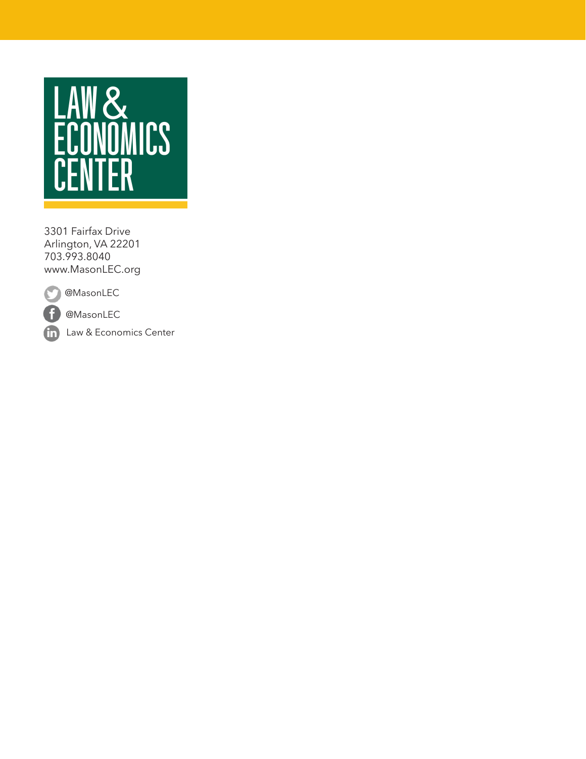LAW & ECONOMICS CENTER

3301 Fairfax Drive
Arlington, VA 22201
703.993.8040
www.MasonLEC.org

@MasonLEC

@MasonLEC

Law & Economics Center